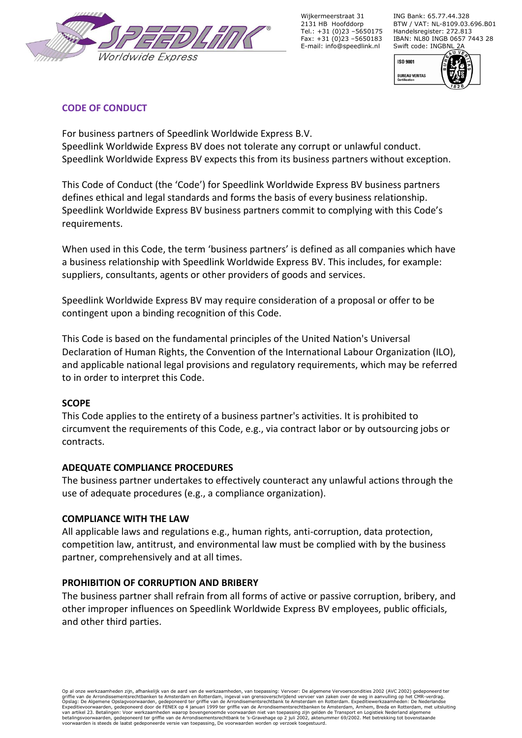Wijkermeerstraat 31
2131 HB Hoofddorp
Tel.: +31 (0)23 –5650175
Fax: +31 (0)23 –5650183
E-mail: info@speedlink.nl

ING Bank: 65.77.44.328
BTW / VAT: NL-8109.03.696.B01
Handelsregister: 272.813
IBAN: NL80 INGB 0657 7443 28
Swift code: INGBNL 2A

## CODE OF CONDUCT

For business partners of Speedlink Worldwide Express B.V.
Speedlink Worldwide Express BV does not tolerate any corrupt or unlawful conduct.
Speedlink Worldwide Express BV expects this from its business partners without exception.

This Code of Conduct (the 'Code') for Speedlink Worldwide Express BV business partners defines ethical and legal standards and forms the basis of every business relationship. Speedlink Worldwide Express BV business partners commit to complying with this Code's requirements.

When used in this Code, the term 'business partners' is defined as all companies which have a business relationship with Speedlink Worldwide Express BV. This includes, for example: suppliers, consultants, agents or other providers of goods and services.

Speedlink Worldwide Express BV may require consideration of a proposal or offer to be contingent upon a binding recognition of this Code.

This Code is based on the fundamental principles of the United Nation's Universal Declaration of Human Rights, the Convention of the International Labour Organization (ILO), and applicable national legal provisions and regulatory requirements, which may be referred to in order to interpret this Code.

### SCOPE

This Code applies to the entirety of a business partner's activities. It is prohibited to circumvent the requirements of this Code, e.g., via contract labor or by outsourcing jobs or contracts.

### ADEQUATE COMPLIANCE PROCEDURES

The business partner undertakes to effectively counteract any unlawful actions through the use of adequate procedures (e.g., a compliance organization).

### COMPLIANCE WITH THE LAW

All applicable laws and regulations e.g., human rights, anti-corruption, data protection, competition law, antitrust, and environmental law must be complied with by the business partner, comprehensively and at all times.

### PROHIBITION OF CORRUPTION AND BRIBERY

The business partner shall refrain from all forms of active or passive corruption, bribery, and other improper influences on Speedlink Worldwide Express BV employees, public officials, and other third parties.

Op al onze werkzaamheden zijn, afhankelijk van de aard van de werkzaamheden, van toepassing: Vervoer: De algemene Vervoerscondities 2002 (AVC 2002) gedeponeerd ter griffie van de Arrondissementsrechtbanken te Amsterdam en Rotterdam, ingeval van grensoverschrijdend vervoer van zaken over de weg in aanvulling op het CMR-verdrag. Opslag: De Algemene Opslagvoorwaarden, gedeponeerd ter griffie van de Arrondisementsrechtbank te Amsterdam en Rotterdam. Expeditiewerkzaamheden: De Nederlandse Expeditievoorwaarden, gedeponeerd door de FENEX op 4 januari 1999 ter griffie van de Arrondisementsrechtbanken te Amsterdam, Arnhem, Breda en Rotterdam, met uitsluiting van artikel 23. Betalingen: Voor werkzaamheden waarop bovengenoemde voorwaarden niet van toepassing zijn gelden de Transport en Logistiek Nederland algemene betalingsvoorwaarden, gedeponeerd ter griffie van de Arrondisementsrechtbank te 's-Gravehage op 2 juli 2002, aktenummer 69/2002. Met betrekking tot bovenstaande voorwaarden is steeds de laatst gedeponeerde versie van toepassing, De voorwaarden worden op verzoek toegestuurd.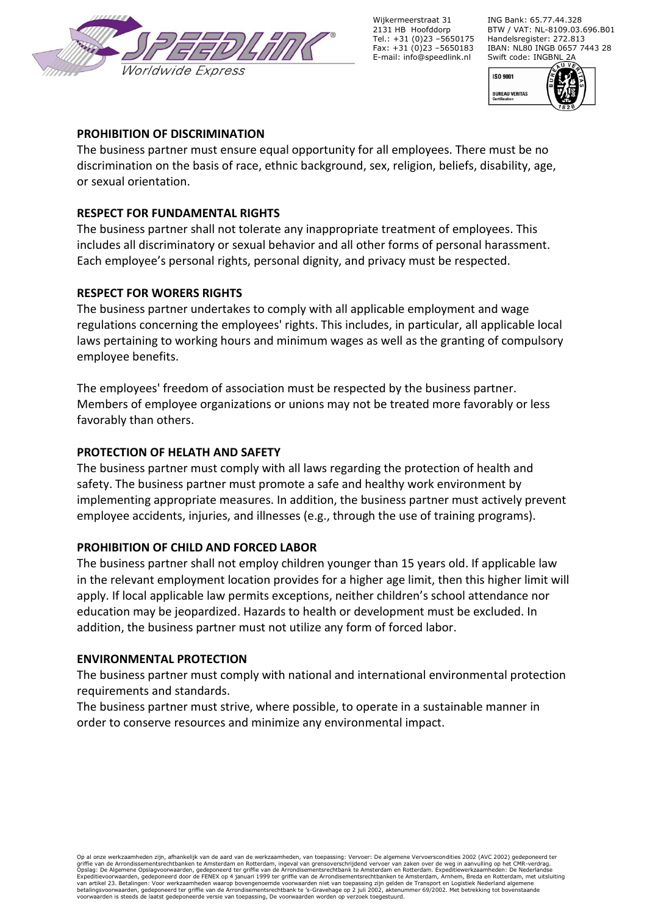## PROHIBITION OF DISCRIMINATION

The business partner must ensure equal opportunity for all employees. There must be no discrimination on the basis of race, ethnic background, sex, religion, beliefs, disability, age, or sexual orientation.

## RESPECT FOR FUNDAMENTAL RIGHTS

The business partner shall not tolerate any inappropriate treatment of employees. This includes all discriminatory or sexual behavior and all other forms of personal harassment. Each employee's personal rights, personal dignity, and privacy must be respected.

## RESPECT FOR WORERS RIGHTS

The business partner undertakes to comply with all applicable employment and wage regulations concerning the employees' rights. This includes, in particular, all applicable local laws pertaining to working hours and minimum wages as well as the granting of compulsory employee benefits.

The employees' freedom of association must be respected by the business partner. Members of employee organizations or unions may not be treated more favorably or less favorably than others.

## PROTECTION OF HELATH AND SAFETY

The business partner must comply with all laws regarding the protection of health and safety. The business partner must promote a safe and healthy work environment by implementing appropriate measures. In addition, the business partner must actively prevent employee accidents, injuries, and illnesses (e.g., through the use of training programs).

## PROHIBITION OF CHILD AND FORCED LABOR

The business partner shall not employ children younger than 15 years old. If applicable law in the relevant employment location provides for a higher age limit, then this higher limit will apply. If local applicable law permits exceptions, neither children's school attendance nor education may be jeopardized. Hazards to health or development must be excluded. In addition, the business partner must not utilize any form of forced labor.

## ENVIRONMENTAL PROTECTION

The business partner must comply with national and international environmental protection requirements and standards.

The business partner must strive, where possible, to operate in a sustainable manner in order to conserve resources and minimize any environmental impact.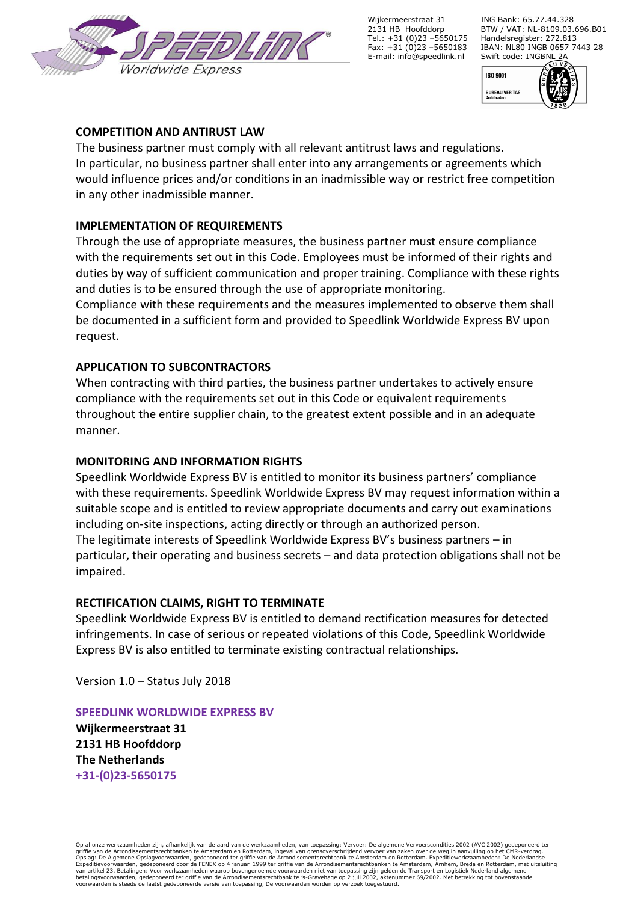## COMPETITION AND ANTIRUST LAW

The business partner must comply with all relevant antitrust laws and regulations. In particular, no business partner shall enter into any arrangements or agreements which would influence prices and/or conditions in an inadmissible way or restrict free competition in any other inadmissible manner.

## IMPLEMENTATION OF REQUIREMENTS

Through the use of appropriate measures, the business partner must ensure compliance with the requirements set out in this Code. Employees must be informed of their rights and duties by way of sufficient communication and proper training. Compliance with these rights and duties is to be ensured through the use of appropriate monitoring.

Compliance with these requirements and the measures implemented to observe them shall be documented in a sufficient form and provided to Speedlink Worldwide Express BV upon request.

## APPLICATION TO SUBCONTRACTORS

When contracting with third parties, the business partner undertakes to actively ensure compliance with the requirements set out in this Code or equivalent requirements throughout the entire supplier chain, to the greatest extent possible and in an adequate manner.

## MONITORING AND INFORMATION RIGHTS

Speedlink Worldwide Express BV is entitled to monitor its business partners' compliance with these requirements. Speedlink Worldwide Express BV may request information within a suitable scope and is entitled to review appropriate documents and carry out examinations including on-site inspections, acting directly or through an authorized person.

The legitimate interests of Speedlink Worldwide Express BV's business partners – in particular, their operating and business secrets – and data protection obligations shall not be impaired.

## RECTIFICATION CLAIMS, RIGHT TO TERMINATE

Speedlink Worldwide Express BV is entitled to demand rectification measures for detected infringements. In case of serious or repeated violations of this Code, Speedlink Worldwide Express BV is also entitled to terminate existing contractual relationships.

Version 1.0 – Status July 2018

**SPEEDLINK WORLDWIDE EXPRESS BV**

**Wijkermeerstraat 31**
**2131 HB Hoofddorp**
**The Netherlands**
**+31-(0)23-5650175**